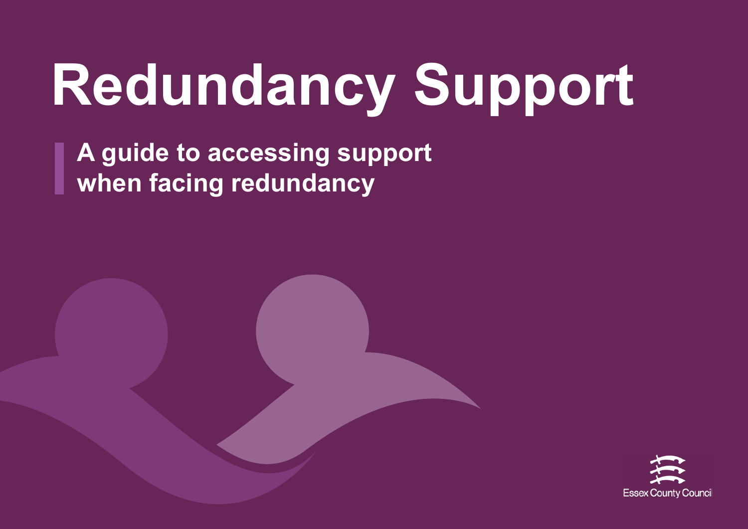# Redundancy Support

**A guide to accessing support when facing redundancy**

Essex County Council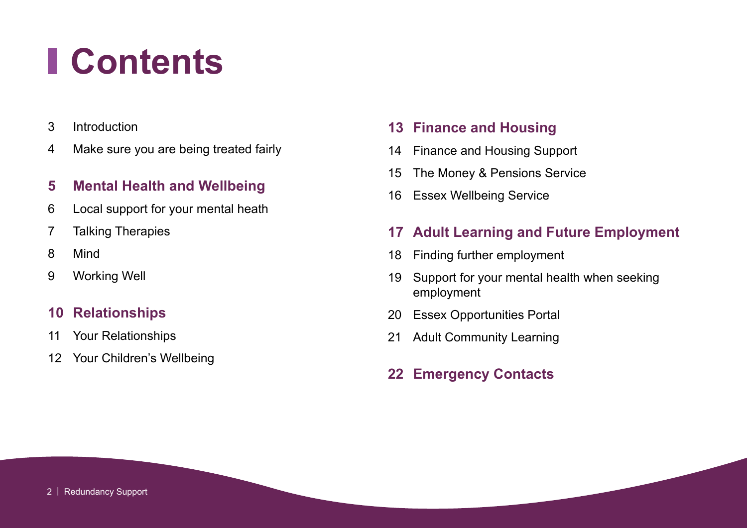# Contents

3 Introduction

4 Make sure you are being treated fairly

**5 Mental Health and Wellbeing**

6 Local support for your mental heath

7 Talking Therapies

8 Mind

9 Working Well

**10 Relationships**

11 Your Relationships

12 Your Children's Wellbeing

**13 Finance and Housing**

14 Finance and Housing Support

15 The Money & Pensions Service

16 Essex Wellbeing Service

**17 Adult Learning and Future Employment**

18 Finding further employment

19 Support for your mental health when seeking employment

20 Essex Opportunities Portal

21 Adult Community Learning

**22 Emergency Contacts**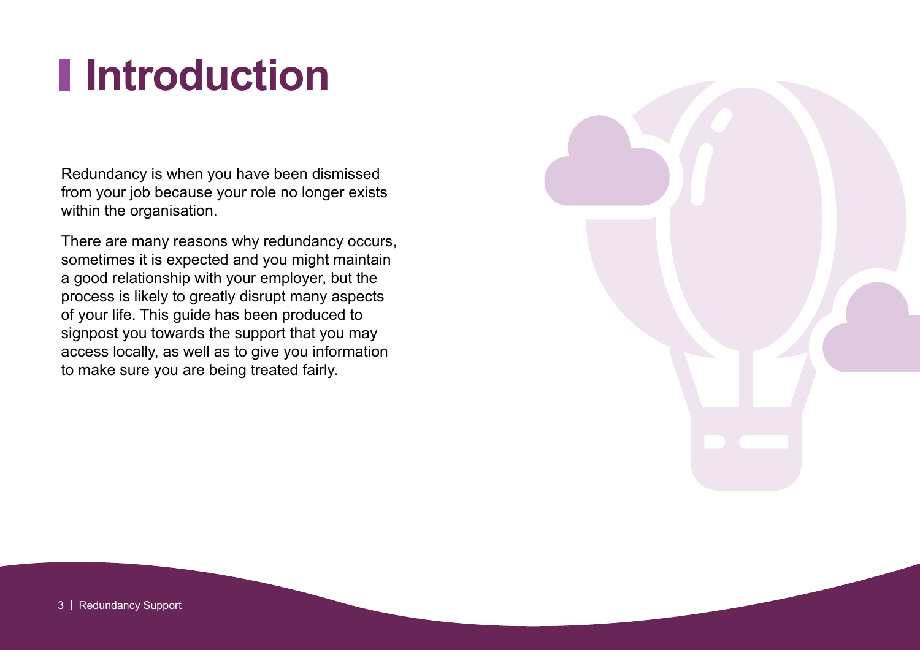# Introduction

Redundancy is when you have been dismissed from your job because your role no longer exists within the organisation.

There are many reasons why redundancy occurs, sometimes it is expected and you might maintain a good relationship with your employer, but the process is likely to greatly disrupt many aspects of your life. This guide has been produced to signpost you towards the support that you may access locally, as well as to give you information to make sure you are being treated fairly.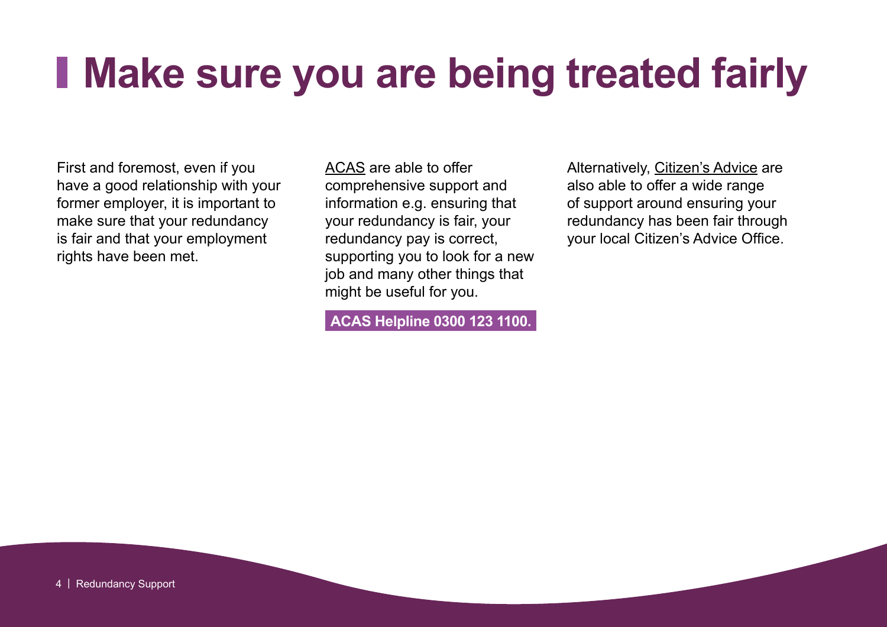# Make sure you are being treated fairly

First and foremost, even if you have a good relationship with your former employer, it is important to make sure that your redundancy is fair and that your employment rights have been met.

ACAS are able to offer comprehensive support and information e.g. ensuring that your redundancy is fair, your redundancy pay is correct, supporting you to look for a new job and many other things that might be useful for you.

**ACAS Helpline 0300 123 1100.**

Alternatively, Citizen's Advice are also able to offer a wide range of support around ensuring your redundancy has been fair through your local Citizen's Advice Office.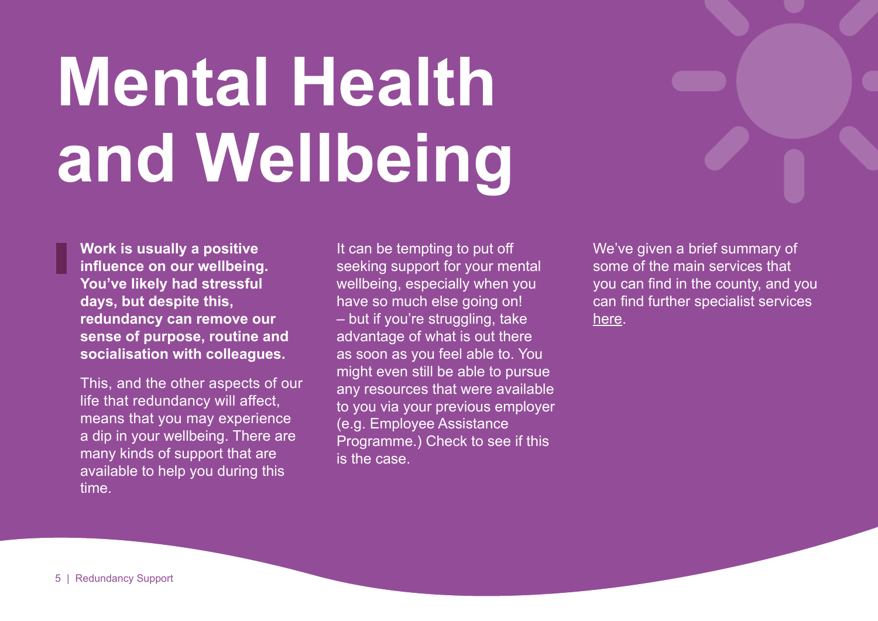# Mental Health and Wellbeing

**Work is usually a positive influence on our wellbeing. You've likely had stressful days, but despite this, redundancy can remove our sense of purpose, routine and socialisation with colleagues.**

This, and the other aspects of our life that redundancy will affect, means that you may experience a dip in your wellbeing. There are many kinds of support that are available to help you during this time.

It can be tempting to put off seeking support for your mental wellbeing, especially when you have so much else going on! – but if you're struggling, take advantage of what is out there as soon as you feel able to. You might even still be able to pursue any resources that were available to you via your previous employer (e.g. Employee Assistance Programme.) Check to see if this is the case.

We've given a brief summary of some of the main services that you can find in the county, and you can find further specialist services here.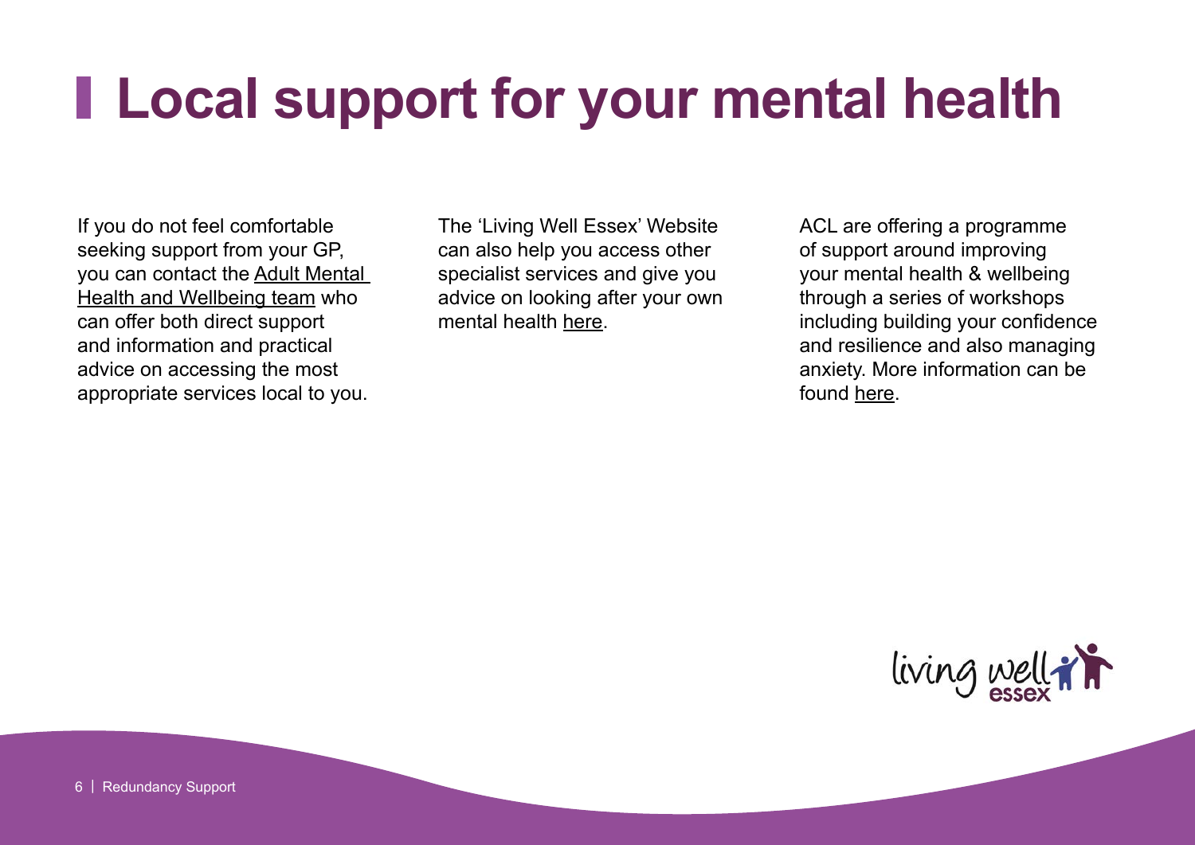# Local support for your mental health

If you do not feel comfortable seeking support from your GP, you can contact the Adult Mental Health and Wellbeing team who can offer both direct support and information and practical advice on accessing the most appropriate services local to you.

The 'Living Well Essex' Website can also help you access other specialist services and give you advice on looking after your own mental health here.

ACL are offering a programme of support around improving your mental health & wellbeing through a series of workshops including building your confidence and resilience and also managing anxiety. More information can be found here.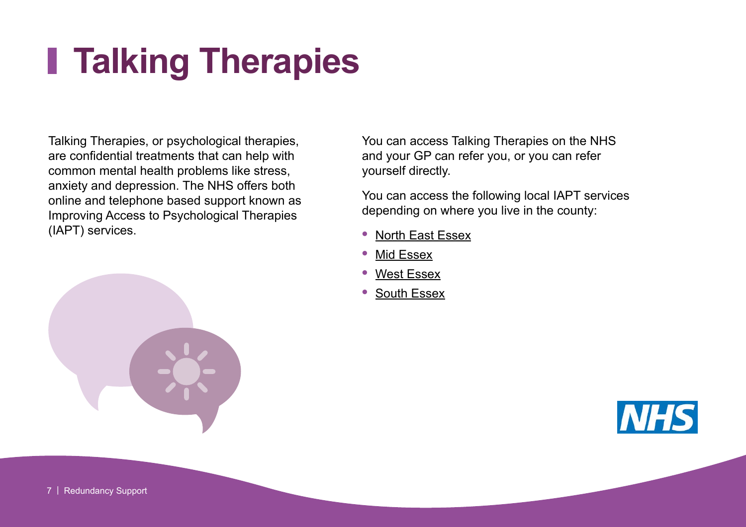# Talking Therapies

Talking Therapies, or psychological therapies, are confidential treatments that can help with common mental health problems like stress, anxiety and depression. The NHS offers both online and telephone based support known as Improving Access to Psychological Therapies (IAPT) services.

You can access Talking Therapies on the NHS and your GP can refer you, or you can refer yourself directly.

You can access the following local IAPT services depending on where you live in the county:

- North East Essex
- Mid Essex
- West Essex
- South Essex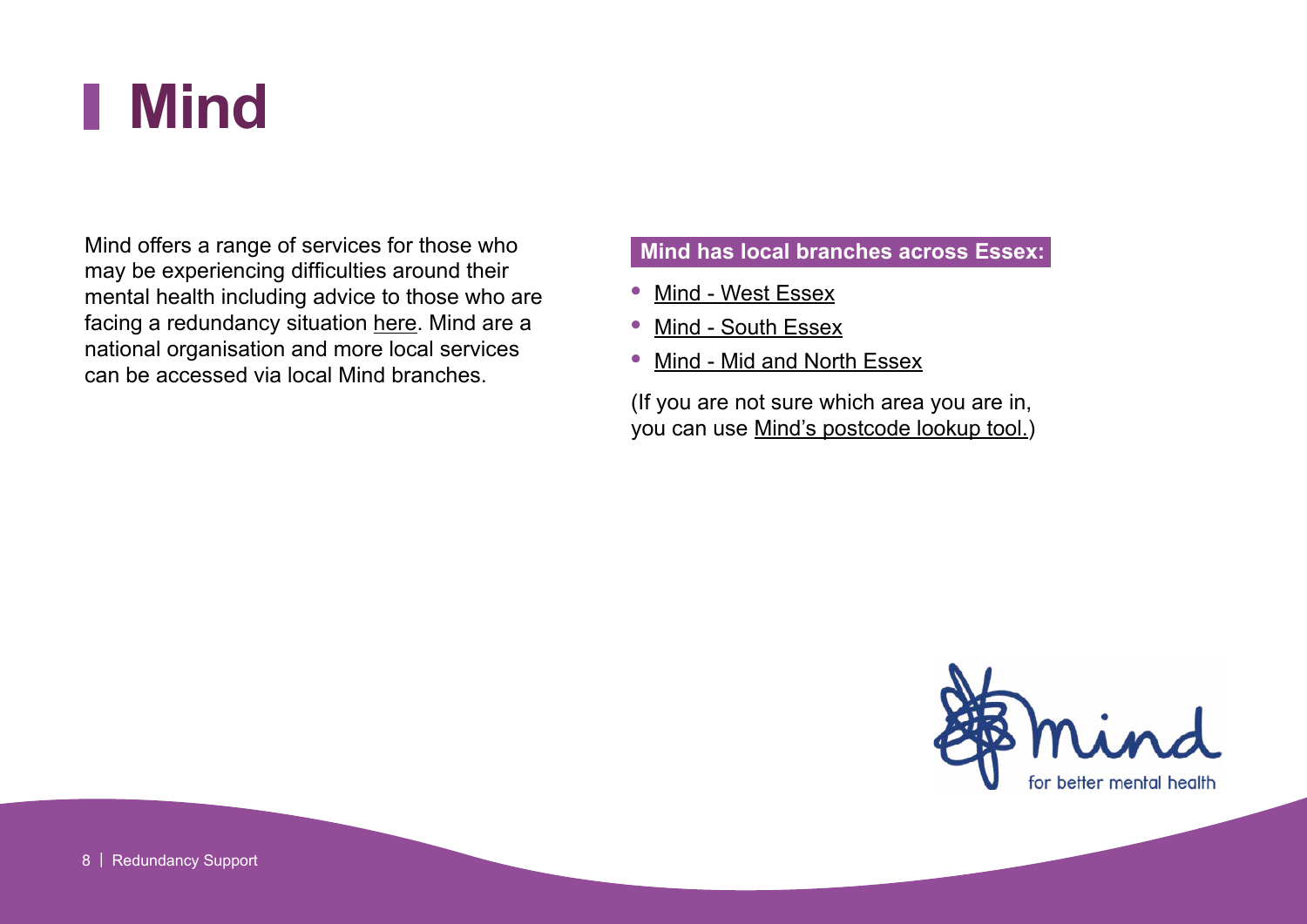# Mind

Mind offers a range of services for those who may be experiencing difficulties around their mental health including advice to those who are facing a redundancy situation here. Mind are a national organisation and more local services can be accessed via local Mind branches.

**Mind has local branches across Essex:**

- Mind - West Essex
- Mind - South Essex
- Mind - Mid and North Essex

(If you are not sure which area you are in, you can use Mind's postcode lookup tool.)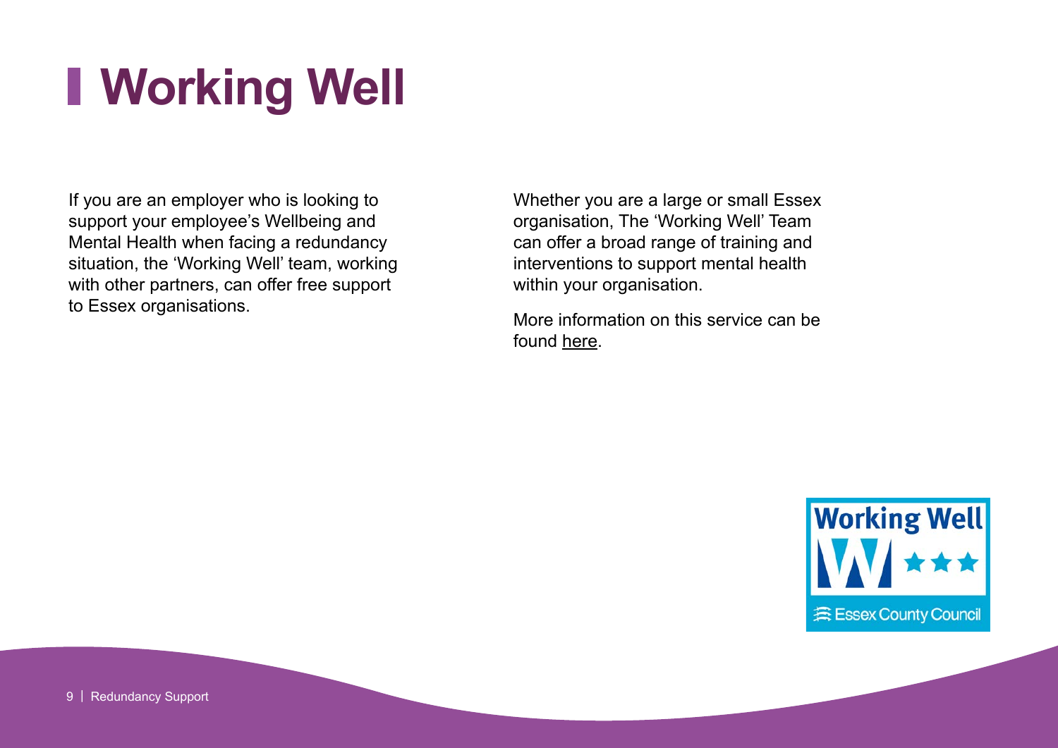# Working Well

If you are an employer who is looking to support your employee's Wellbeing and Mental Health when facing a redundancy situation, the 'Working Well' team, working with other partners, can offer free support to Essex organisations.

Whether you are a large or small Essex organisation, The 'Working Well' Team can offer a broad range of training and interventions to support mental health within your organisation.

More information on this service can be found here.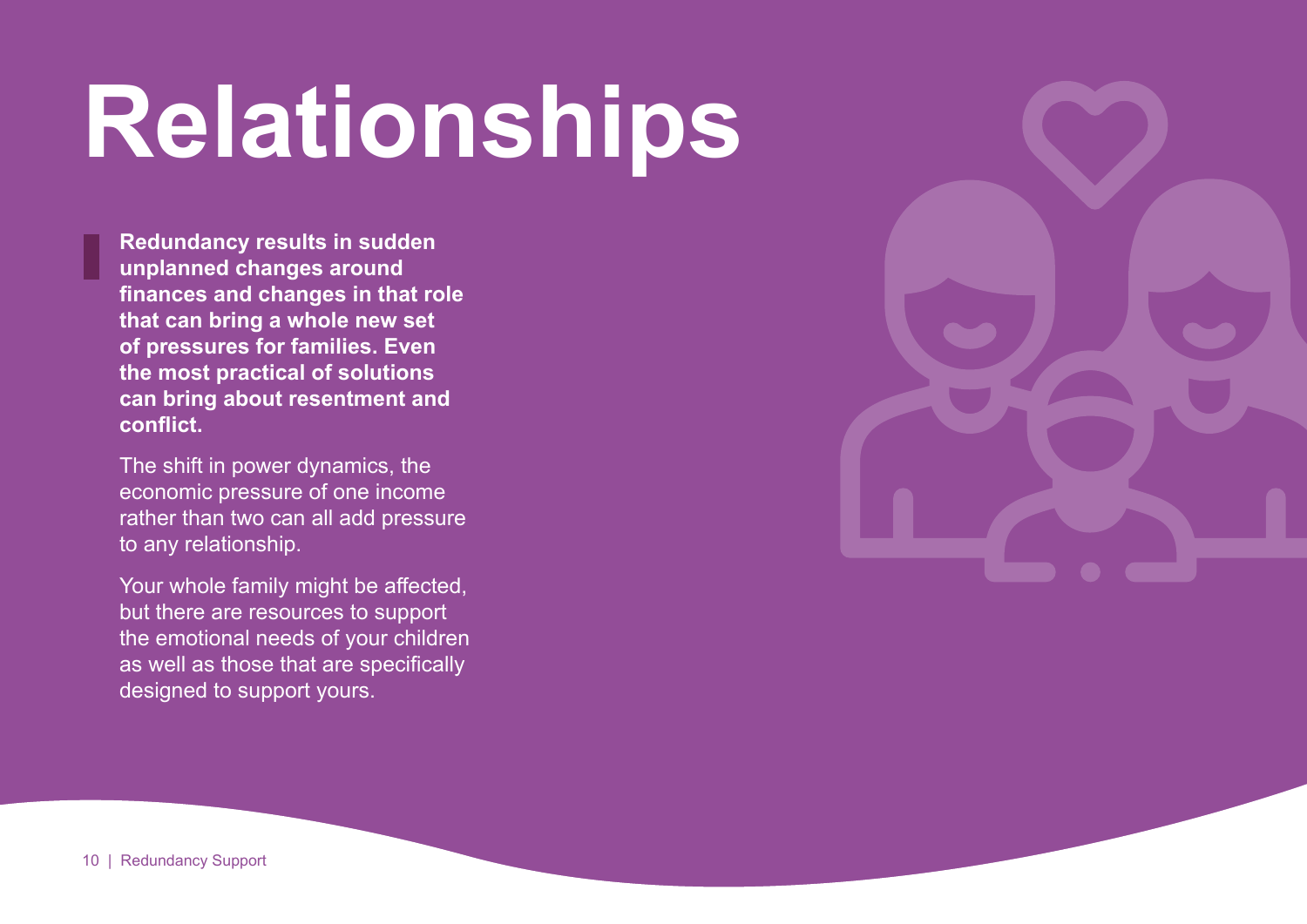# Relationships

**Redundancy results in sudden unplanned changes around finances and changes in that role that can bring a whole new set of pressures for families. Even the most practical of solutions can bring about resentment and conflict.**

The shift in power dynamics, the economic pressure of one income rather than two can all add pressure to any relationship.

Your whole family might be affected, but there are resources to support the emotional needs of your children as well as those that are specifically designed to support yours.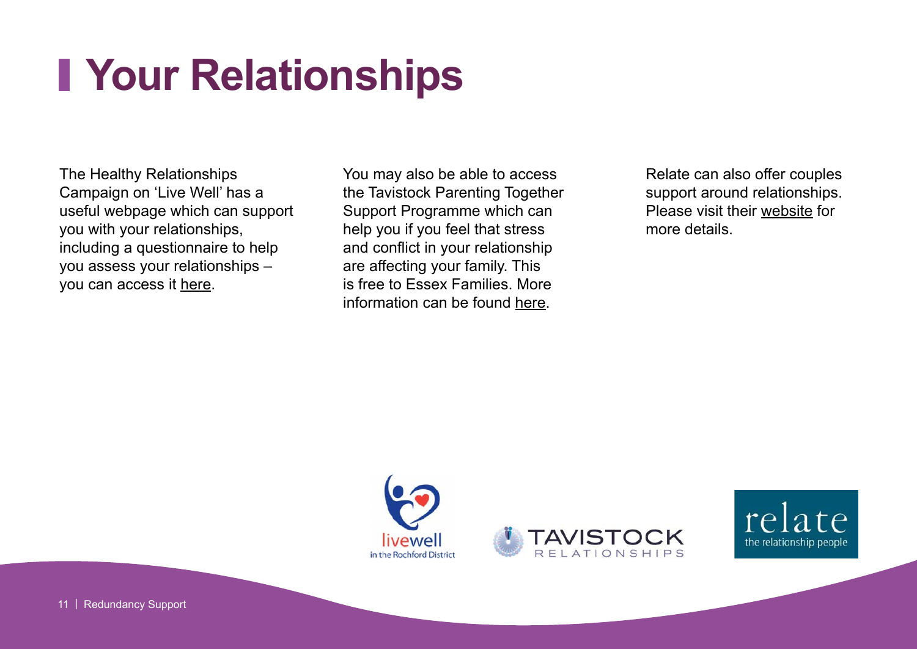# Your Relationships

The Healthy Relationships Campaign on 'Live Well' has a useful webpage which can support you with your relationships, including a questionnaire to help you assess your relationships – you can access it here.

You may also be able to access the Tavistock Parenting Together Support Programme which can help you if you feel that stress and conflict in your relationship are affecting your family. This is free to Essex Families. More information can be found here.

Relate can also offer couples support around relationships. Please visit their website for more details.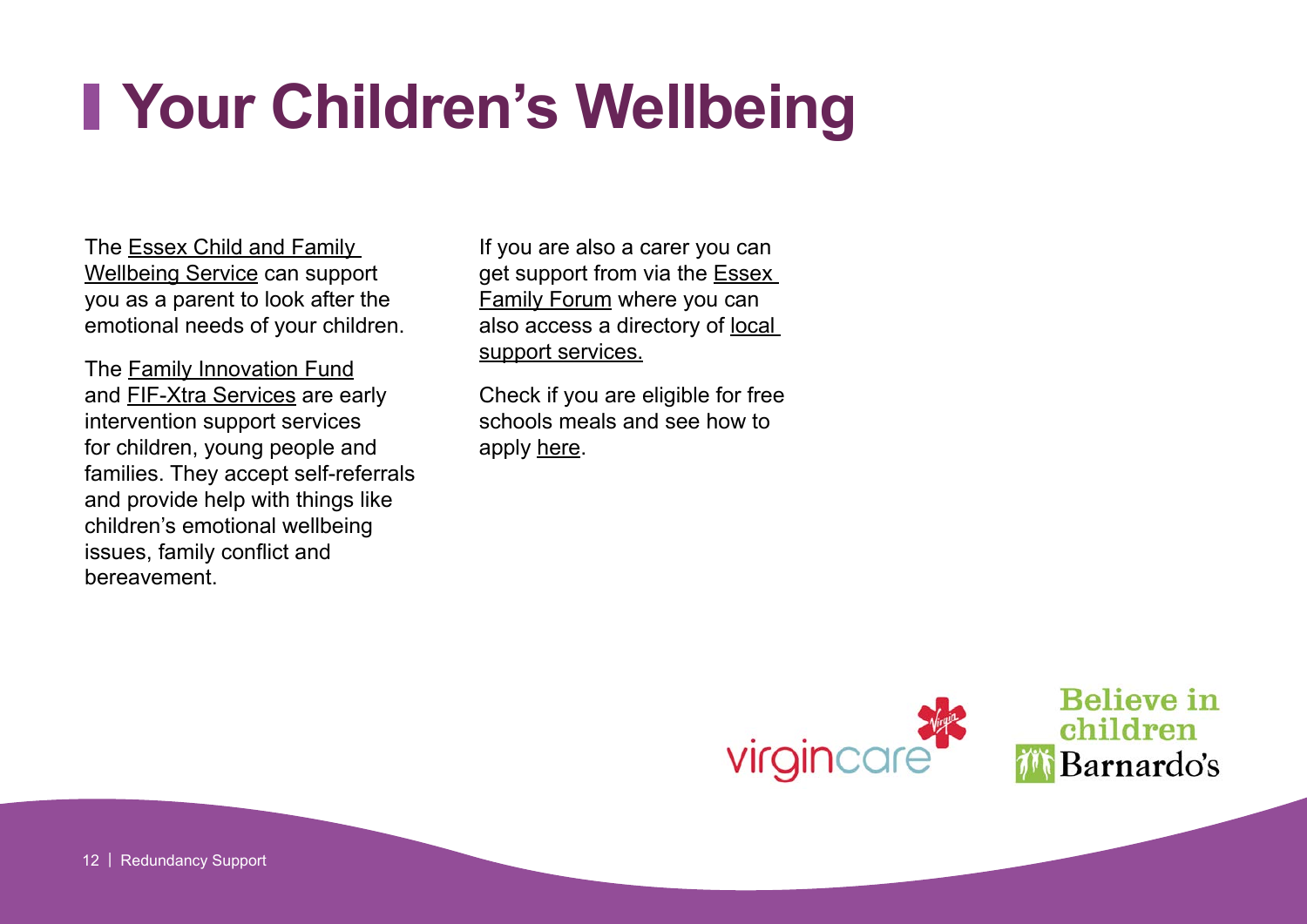# Your Children's Wellbeing

The Essex Child and Family Wellbeing Service can support you as a parent to look after the emotional needs of your children.

The Family Innovation Fund and FIF-Xtra Services are early intervention support services for children, young people and families. They accept self-referrals and provide help with things like children's emotional wellbeing issues, family conflict and bereavement.

If you are also a carer you can get support from via the Essex Family Forum where you can also access a directory of local support services.

Check if you are eligible for free schools meals and see how to apply here.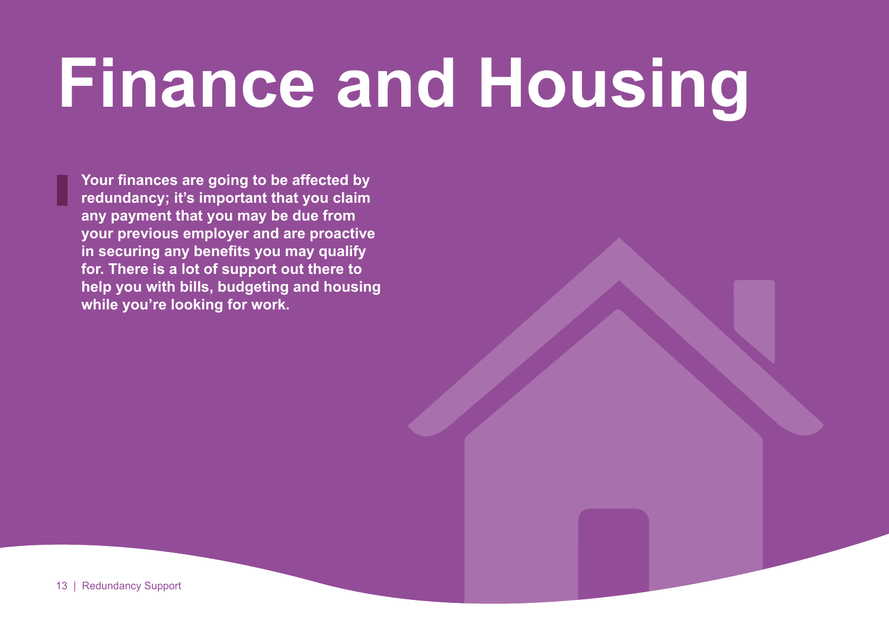# Finance and Housing

**Your finances are going to be affected by redundancy; it's important that you claim any payment that you may be due from your previous employer and are proactive in securing any benefits you may qualify for. There is a lot of support out there to help you with bills, budgeting and housing while you're looking for work.**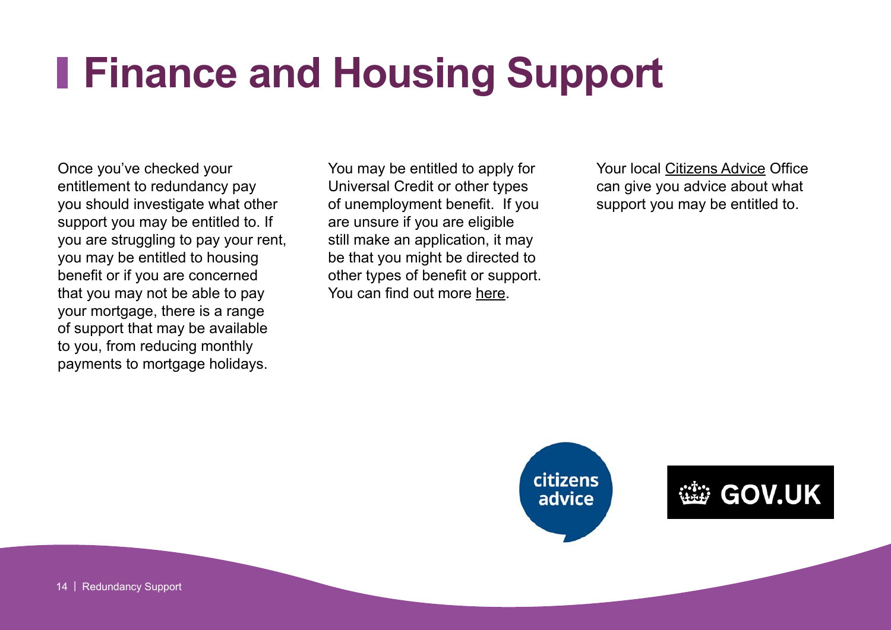# Finance and Housing Support

Once you've checked your entitlement to redundancy pay you should investigate what other support you may be entitled to. If you are struggling to pay your rent, you may be entitled to housing benefit or if you are concerned that you may not be able to pay your mortgage, there is a range of support that may be available to you, from reducing monthly payments to mortgage holidays.

You may be entitled to apply for Universal Credit or other types of unemployment benefit. If you are unsure if you are eligible still make an application, it may be that you might be directed to other types of benefit or support. You can find out more here.

Your local Citizens Advice Office can give you advice about what support you may be entitled to.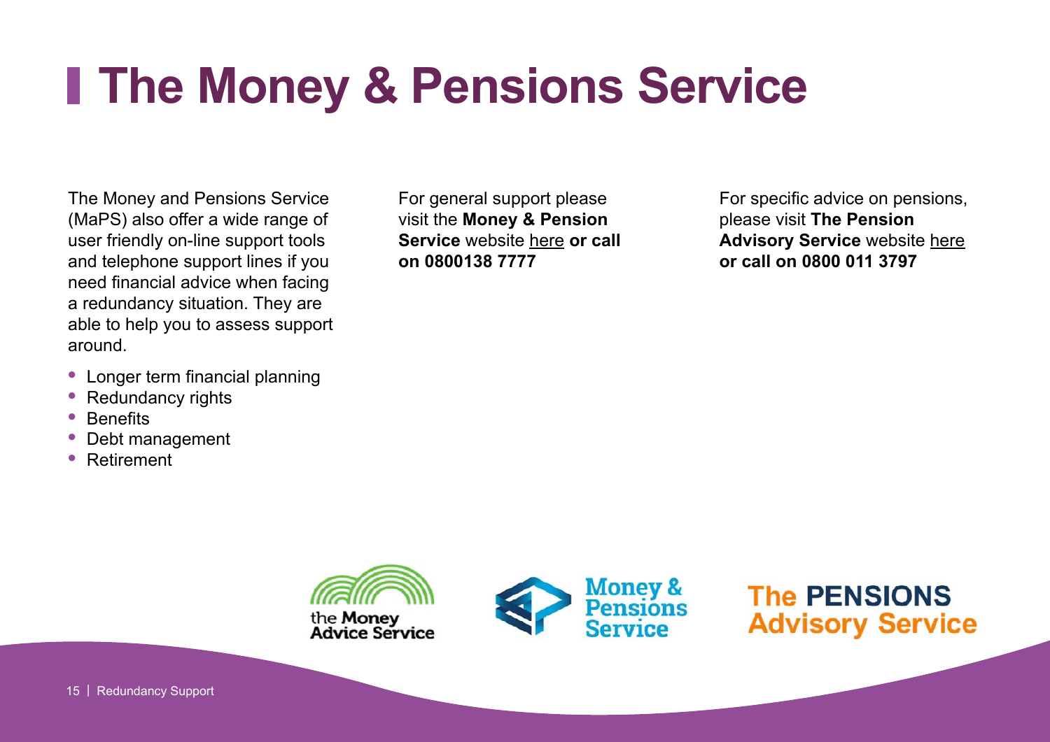# The Money & Pensions Service

The Money and Pensions Service (MaPS) also offer a wide range of user friendly on-line support tools and telephone support lines if you need financial advice when facing a redundancy situation. They are able to help you to assess support around.

- Longer term financial planning
- Redundancy rights
- Benefits
- Debt management
- Retirement

For general support please visit the **Money & Pension Service** website here **or call on 0800138 7777**

For specific advice on pensions, please visit **The Pension Advisory Service** website here **or call on 0800 011 3797**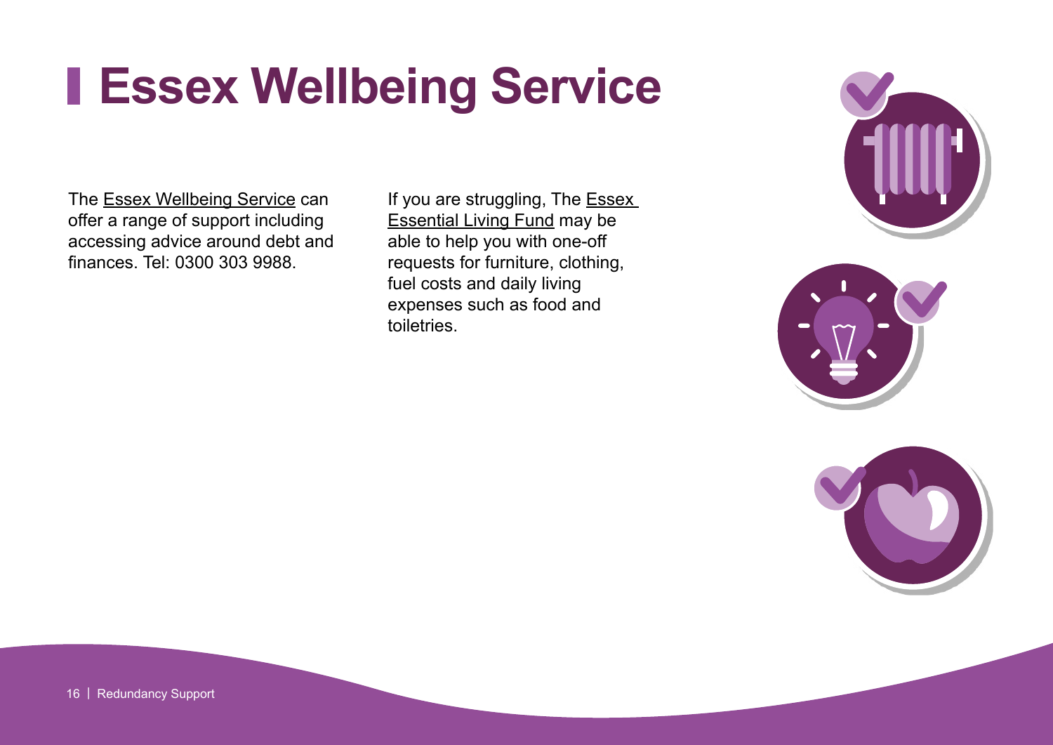# Essex Wellbeing Service

The Essex Wellbeing Service can offer a range of support including accessing advice around debt and finances. Tel: 0300 303 9988.

If you are struggling, The Essex Essential Living Fund may be able to help you with one-off requests for furniture, clothing, fuel costs and daily living expenses such as food and toiletries.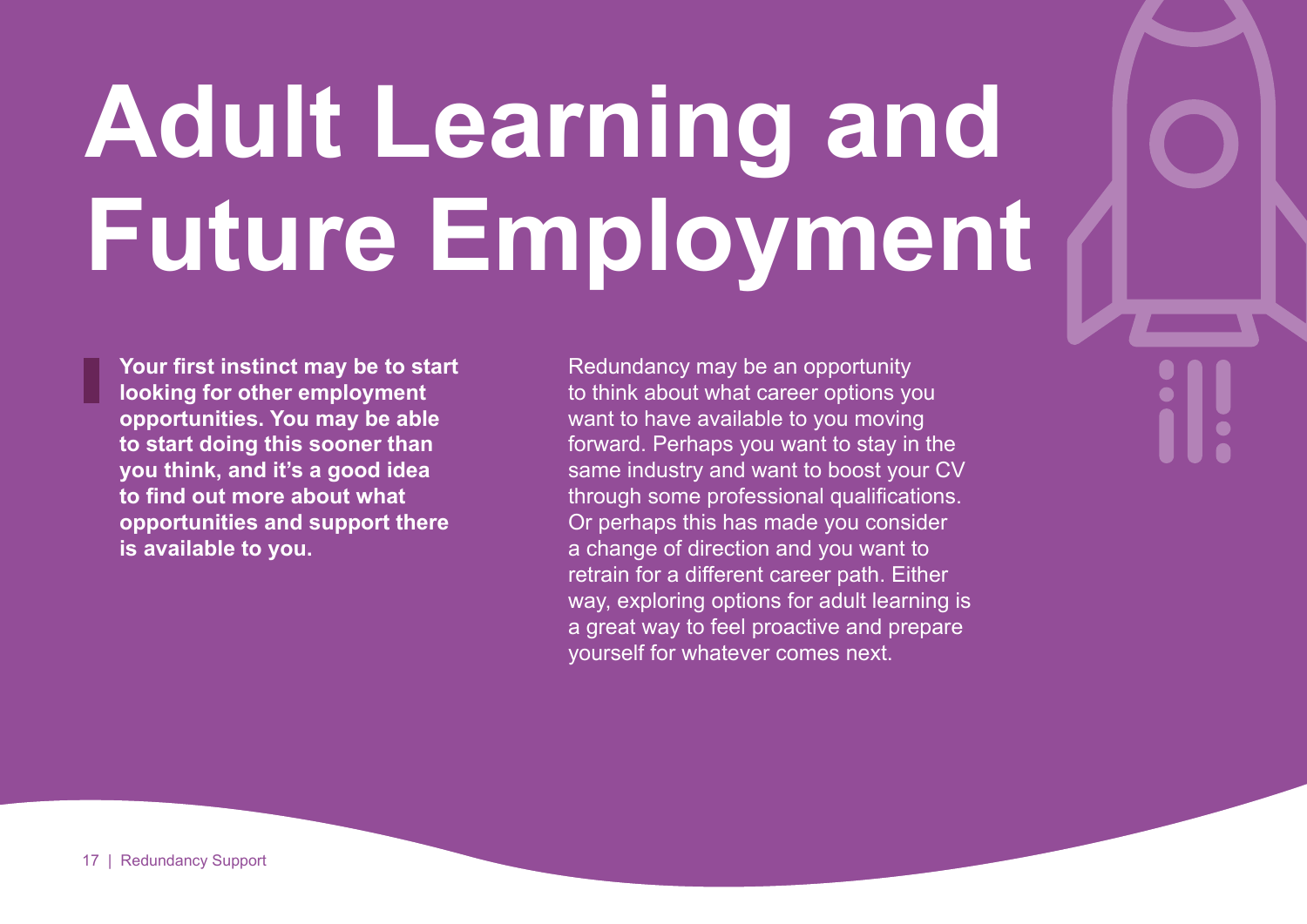# Adult Learning and Future Employment

**Your first instinct may be to start looking for other employment opportunities. You may be able to start doing this sooner than you think, and it's a good idea to find out more about what opportunities and support there is available to you.**

Redundancy may be an opportunity to think about what career options you want to have available to you moving forward. Perhaps you want to stay in the same industry and want to boost your CV through some professional qualifications. Or perhaps this has made you consider a change of direction and you want to retrain for a different career path. Either way, exploring options for adult learning is a great way to feel proactive and prepare yourself for whatever comes next.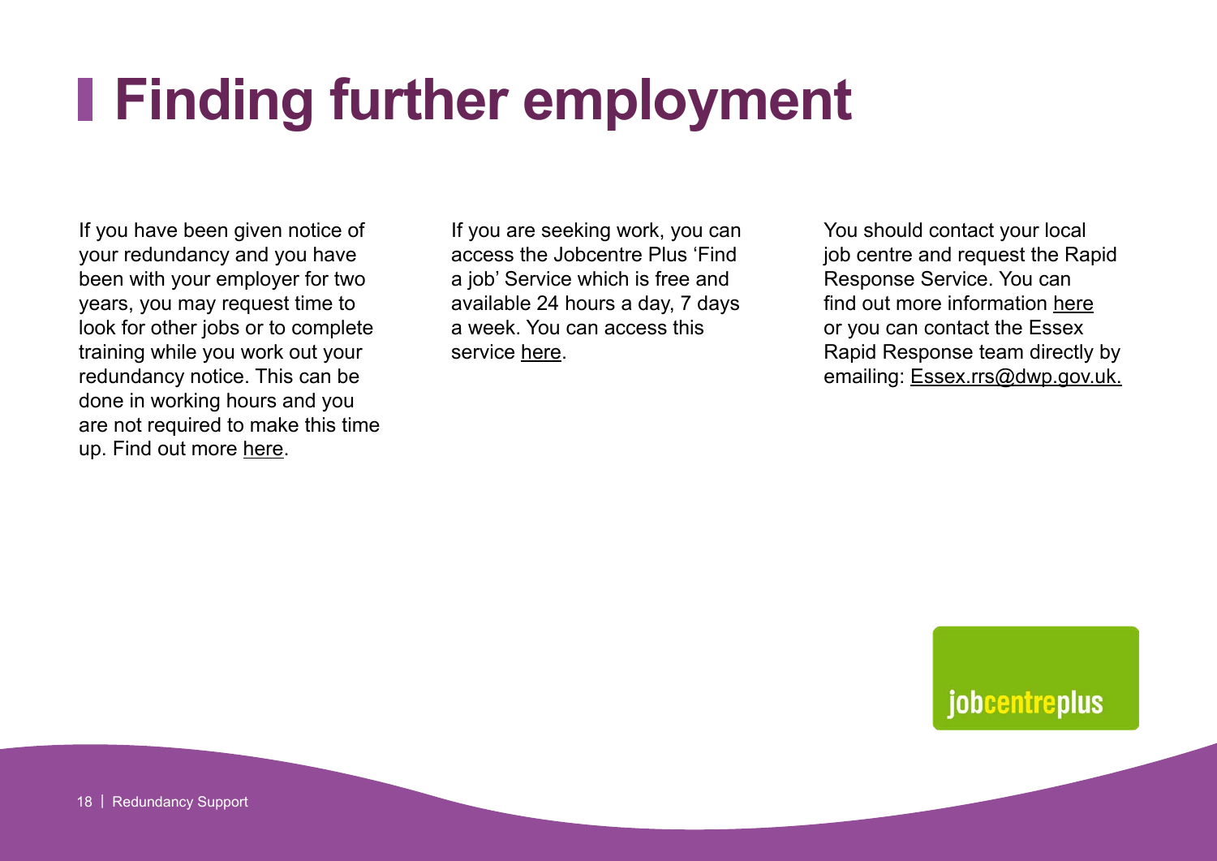# Finding further employment

If you have been given notice of your redundancy and you have been with your employer for two years, you may request time to look for other jobs or to complete training while you work out your redundancy notice. This can be done in working hours and you are not required to make this time up. Find out more here.

If you are seeking work, you can access the Jobcentre Plus 'Find a job' Service which is free and available 24 hours a day, 7 days a week. You can access this service here.

You should contact your local job centre and request the Rapid Response Service. You can find out more information here or you can contact the Essex Rapid Response team directly by emailing: Essex.rrs@dwp.gov.uk.

jobcentreplus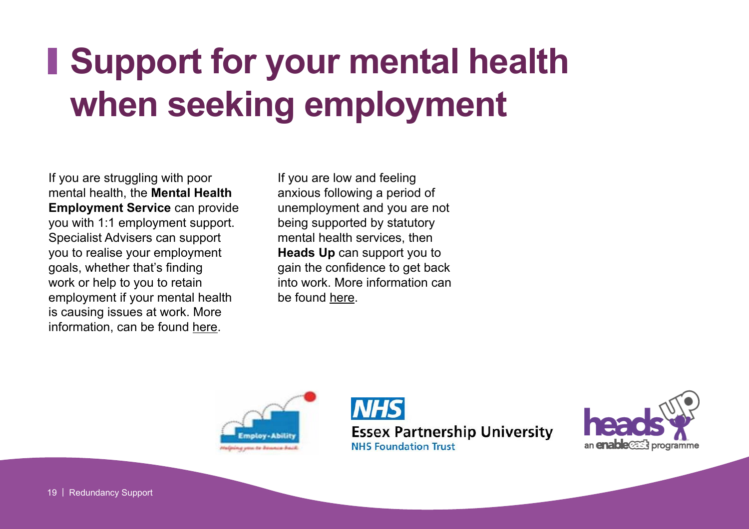# Support for your mental health when seeking employment

If you are struggling with poor mental health, the **Mental Health Employment Service** can provide you with 1:1 employment support. Specialist Advisers can support you to realise your employment goals, whether that's finding work or help to you to retain employment if your mental health is causing issues at work. More information, can be found here.

If you are low and feeling anxious following a period of unemployment and you are not being supported by statutory mental health services, then **Heads Up** can support you to gain the confidence to get back into work. More information can be found here.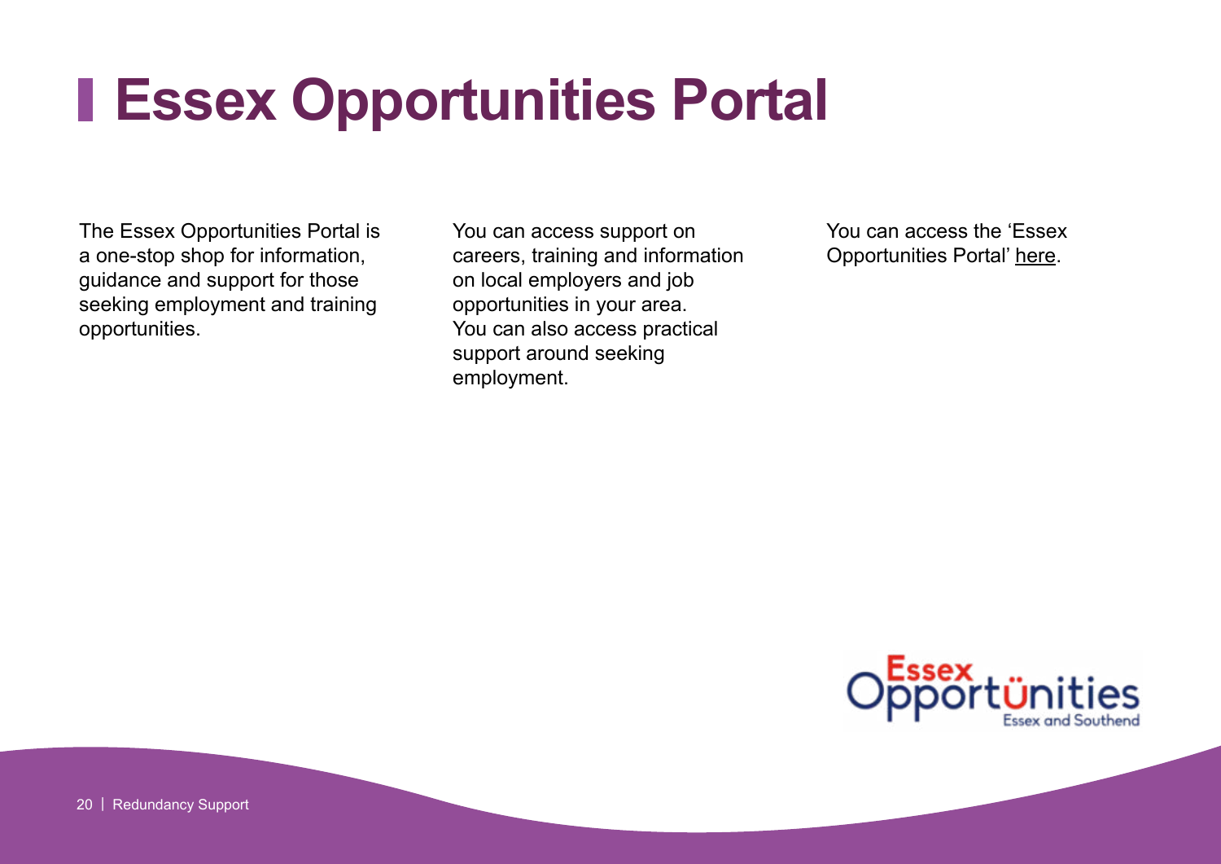# Essex Opportunities Portal

The Essex Opportunities Portal is a one-stop shop for information, guidance and support for those seeking employment and training opportunities.

You can access support on careers, training and information on local employers and job opportunities in your area. You can also access practical support around seeking employment.

You can access the 'Essex Opportunities Portal' here.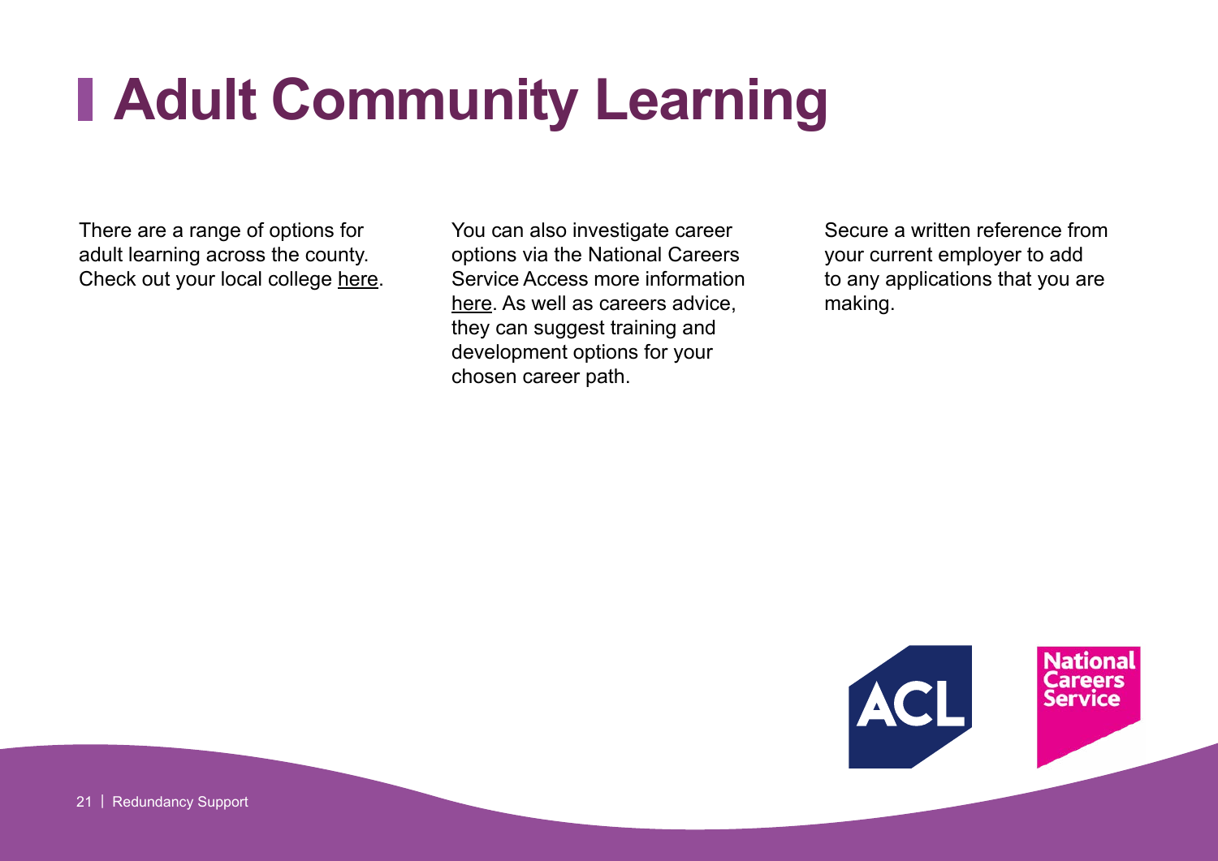# Adult Community Learning

There are a range of options for adult learning across the county. Check out your local college here.

You can also investigate career options via the National Careers Service Access more information here. As well as careers advice, they can suggest training and development options for your chosen career path.

Secure a written reference from your current employer to add to any applications that you are making.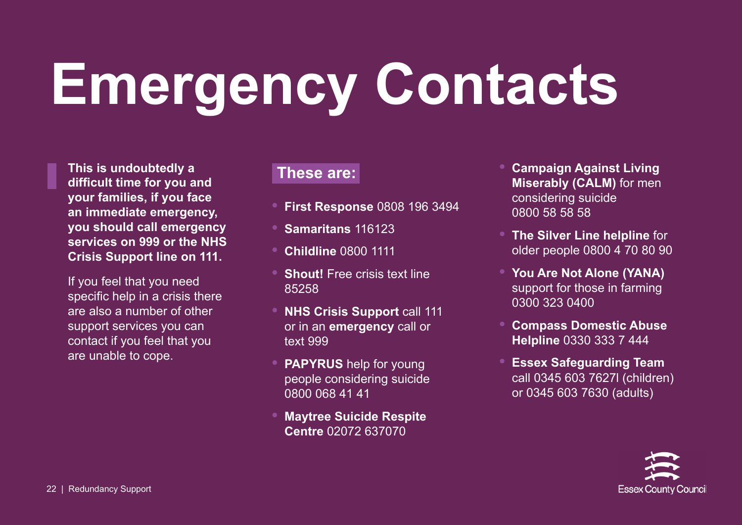# Emergency Contacts

**This is undoubtedly a difficult time for you and your families, if you face an immediate emergency, you should call emergency services on 999 or the NHS Crisis Support line on 111.**

If you feel that you need specific help in a crisis there are also a number of other support services you can contact if you feel that you are unable to cope.

## These are:

- **First Response** 0808 196 3494
- **Samaritans** 116123
- **Childline** 0800 1111
- **Shout!** Free crisis text line 85258
- **NHS Crisis Support** call 111 or in an **emergency** call or text 999
- **PAPYRUS** help for young people considering suicide 0800 068 41 41
- **Maytree Suicide Respite Centre** 02072 637070
- **Campaign Against Living Miserably (CALM)** for men considering suicide 0800 58 58 58
- **The Silver Line helpline** for older people 0800 4 70 80 90
- **You Are Not Alone (YANA)** support for those in farming 0300 323 0400
- **Compass Domestic Abuse Helpline** 0330 333 7 444
- **Essex Safeguarding Team** call 0345 603 7627l (children) or 0345 603 7630 (adults)

Essex County Council